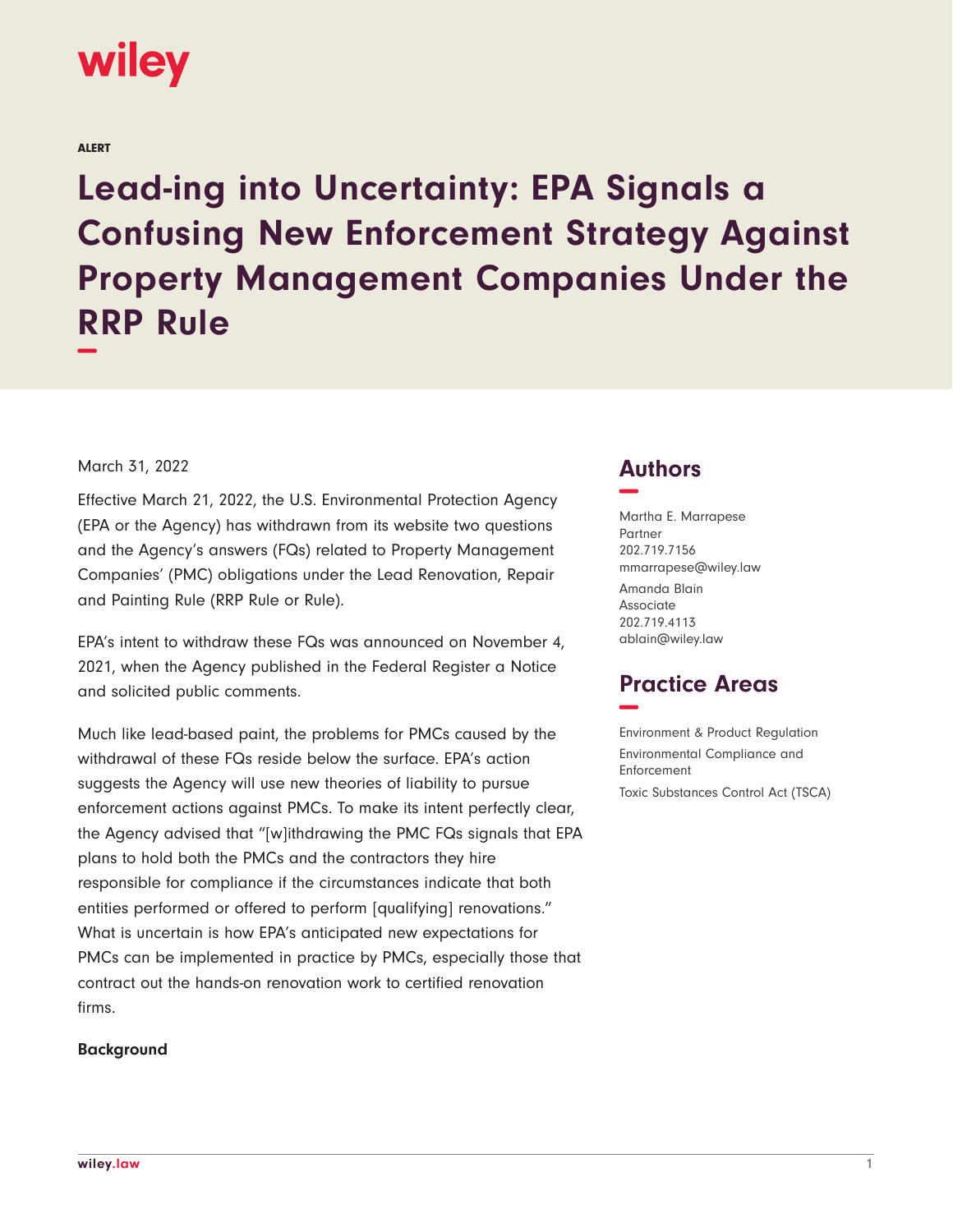ALERT

# Lead-ing into Uncertainty: EPA Signals a Confusing New Enforcement Strategy Against Property Management Companies Under the RRP Rule

March 31, 2022

Effective March 21, 2022, the U.S. Environmental Protection Agency (EPA or the Agency) has withdrawn from its website two questions and the Agency's answers (FQs) related to Property Management Companies' (PMC) obligations under the Lead Renovation, Repair and Painting Rule (RRP Rule or Rule).

EPA's intent to withdraw these FQs was announced on November 4, 2021, when the Agency published in the Federal Register a Notice and solicited public comments.

Much like lead-based paint, the problems for PMCs caused by the withdrawal of these FQs reside below the surface. EPA's action suggests the Agency will use new theories of liability to pursue enforcement actions against PMCs. To make its intent perfectly clear, the Agency advised that "[w]ithdrawing the PMC FQs signals that EPA plans to hold both the PMCs and the contractors they hire responsible for compliance if the circumstances indicate that both entities performed or offered to perform [qualifying] renovations." What is uncertain is how EPA's anticipated new expectations for PMCs can be implemented in practice by PMCs, especially those that contract out the hands-on renovation work to certified renovation firms.

**Background**

## Authors

Martha E. Marrapese
Partner
202.719.7156
mmarrapese@wiley.law

Amanda Blain
Associate
202.719.4113
ablain@wiley.law

## Practice Areas

Environment & Product Regulation
Environmental Compliance and Enforcement
Toxic Substances Control Act (TSCA)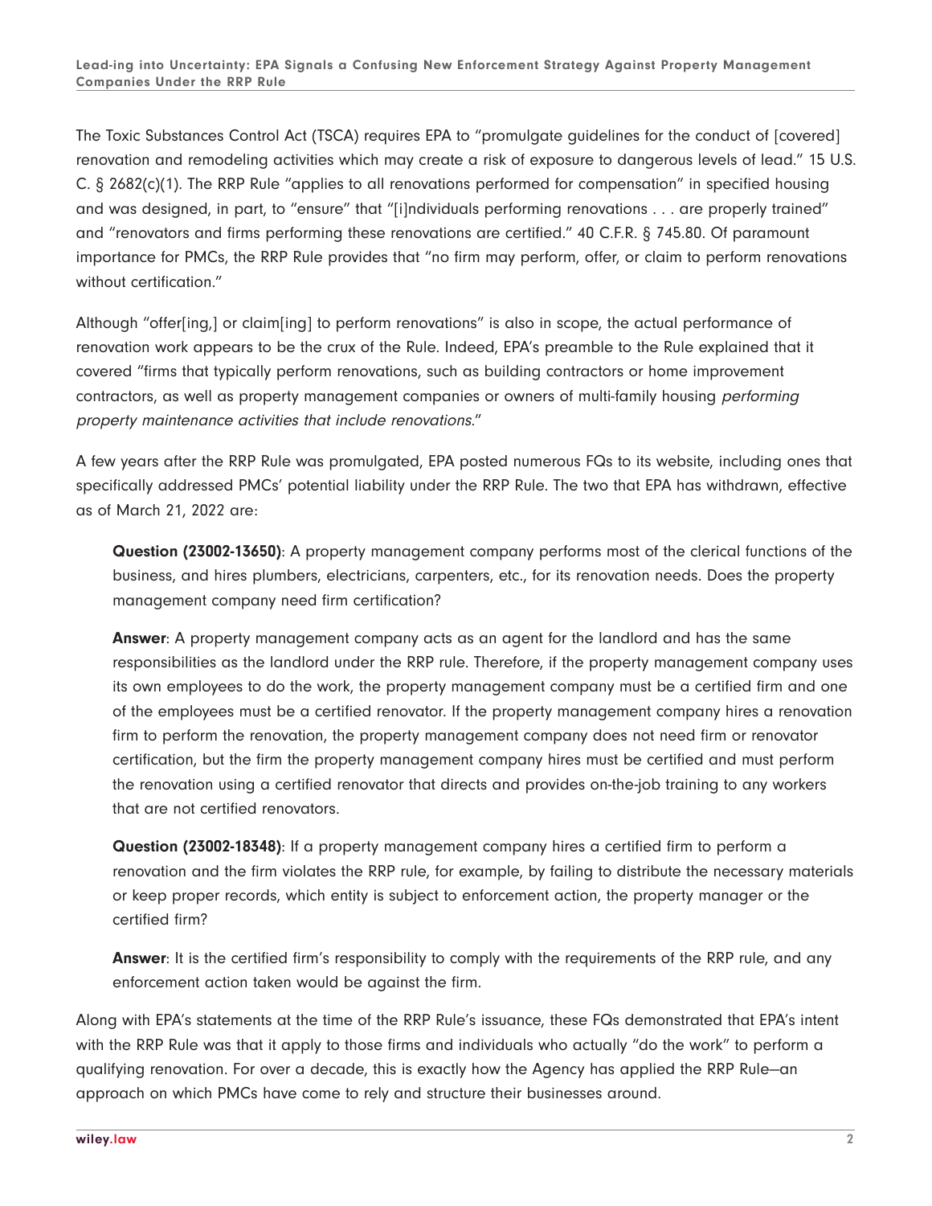The Toxic Substances Control Act (TSCA) requires EPA to "promulgate guidelines for the conduct of [covered] renovation and remodeling activities which may create a risk of exposure to dangerous levels of lead." 15 U.S. C. § 2682(c)(1). The RRP Rule "applies to all renovations performed for compensation" in specified housing and was designed, in part, to "ensure" that "[i]ndividuals performing renovations . . . are properly trained" and "renovators and firms performing these renovations are certified." 40 C.F.R. § 745.80. Of paramount importance for PMCs, the RRP Rule provides that "no firm may perform, offer, or claim to perform renovations without certification."

Although "offer[ing,] or claim[ing] to perform renovations" is also in scope, the actual performance of renovation work appears to be the crux of the Rule. Indeed, EPA's preamble to the Rule explained that it covered "firms that typically perform renovations, such as building contractors or home improvement contractors, as well as property management companies or owners of multi-family housing *performing property maintenance activities that include renovations*."

A few years after the RRP Rule was promulgated, EPA posted numerous FQs to its website, including ones that specifically addressed PMCs' potential liability under the RRP Rule. The two that EPA has withdrawn, effective as of March 21, 2022 are:

> **Question (23002-13650)**: A property management company performs most of the clerical functions of the business, and hires plumbers, electricians, carpenters, etc., for its renovation needs. Does the property management company need firm certification?
>
> **Answer**: A property management company acts as an agent for the landlord and has the same responsibilities as the landlord under the RRP rule. Therefore, if the property management company uses its own employees to do the work, the property management company must be a certified firm and one of the employees must be a certified renovator. If the property management company hires a renovation firm to perform the renovation, the property management company does not need firm or renovator certification, but the firm the property management company hires must be certified and must perform the renovation using a certified renovator that directs and provides on-the-job training to any workers that are not certified renovators.
>
> **Question (23002-18348)**: If a property management company hires a certified firm to perform a renovation and the firm violates the RRP rule, for example, by failing to distribute the necessary materials or keep proper records, which entity is subject to enforcement action, the property manager or the certified firm?
>
> **Answer**: It is the certified firm's responsibility to comply with the requirements of the RRP rule, and any enforcement action taken would be against the firm.

Along with EPA's statements at the time of the RRP Rule's issuance, these FQs demonstrated that EPA's intent with the RRP Rule was that it apply to those firms and individuals who actually "do the work" to perform a qualifying renovation. For over a decade, this is exactly how the Agency has applied the RRP Rule—an approach on which PMCs have come to rely and structure their businesses around.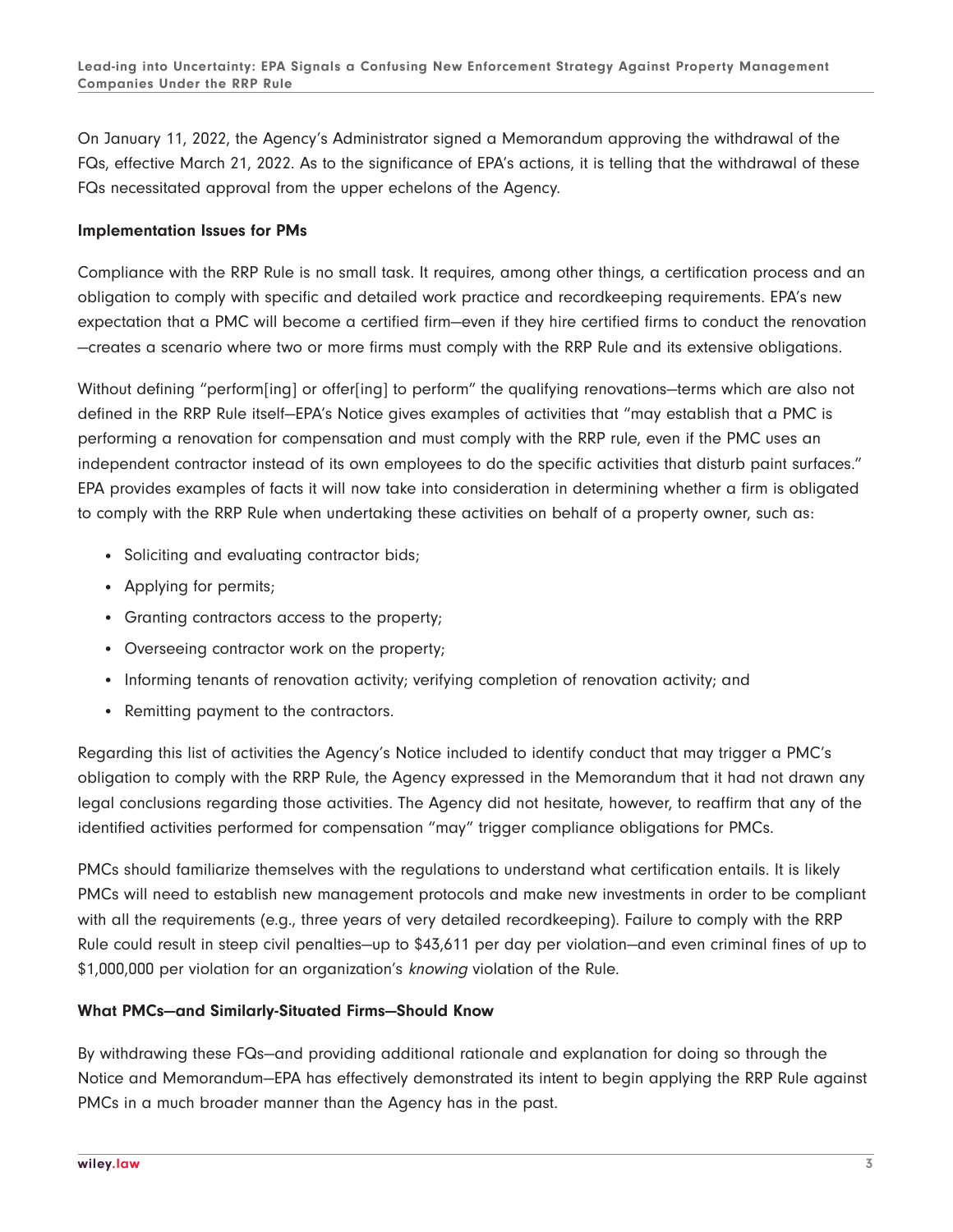On January 11, 2022, the Agency's Administrator signed a Memorandum approving the withdrawal of the FQs, effective March 21, 2022. As to the significance of EPA's actions, it is telling that the withdrawal of these FQs necessitated approval from the upper echelons of the Agency.

### Implementation Issues for PMs

Compliance with the RRP Rule is no small task. It requires, among other things, a certification process and an obligation to comply with specific and detailed work practice and recordkeeping requirements. EPA's new expectation that a PMC will become a certified firm—even if they hire certified firms to conduct the renovation—creates a scenario where two or more firms must comply with the RRP Rule and its extensive obligations.

Without defining "perform[ing] or offer[ing] to perform" the qualifying renovations—terms which are also not defined in the RRP Rule itself—EPA's Notice gives examples of activities that "may establish that a PMC is performing a renovation for compensation and must comply with the RRP rule, even if the PMC uses an independent contractor instead of its own employees to do the specific activities that disturb paint surfaces." EPA provides examples of facts it will now take into consideration in determining whether a firm is obligated to comply with the RRP Rule when undertaking these activities on behalf of a property owner, such as:

- Soliciting and evaluating contractor bids;
- Applying for permits;
- Granting contractors access to the property;
- Overseeing contractor work on the property;
- Informing tenants of renovation activity; verifying completion of renovation activity; and
- Remitting payment to the contractors.

Regarding this list of activities the Agency's Notice included to identify conduct that may trigger a PMC's obligation to comply with the RRP Rule, the Agency expressed in the Memorandum that it had not drawn any legal conclusions regarding those activities. The Agency did not hesitate, however, to reaffirm that any of the identified activities performed for compensation "may" trigger compliance obligations for PMCs.

PMCs should familiarize themselves with the regulations to understand what certification entails. It is likely PMCs will need to establish new management protocols and make new investments in order to be compliant with all the requirements (e.g., three years of very detailed recordkeeping). Failure to comply with the RRP Rule could result in steep civil penalties—up to $43,611 per day per violation—and even criminal fines of up to $1,000,000 per violation for an organization's *knowing* violation of the Rule.

### What PMCs—and Similarly-Situated Firms—Should Know

By withdrawing these FQs—and providing additional rationale and explanation for doing so through the Notice and Memorandum—EPA has effectively demonstrated its intent to begin applying the RRP Rule against PMCs in a much broader manner than the Agency has in the past.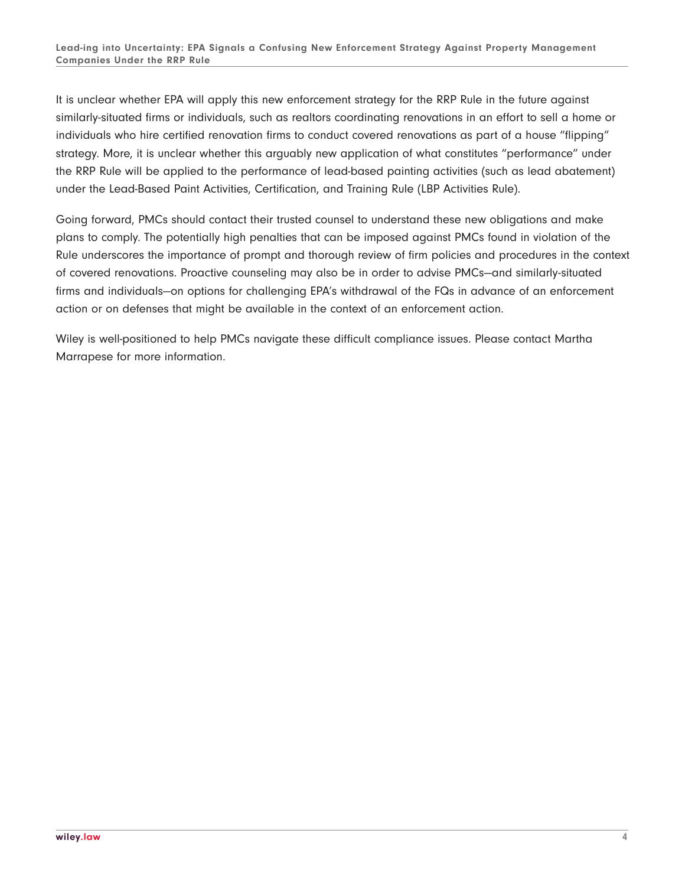It is unclear whether EPA will apply this new enforcement strategy for the RRP Rule in the future against similarly-situated firms or individuals, such as realtors coordinating renovations in an effort to sell a home or individuals who hire certified renovation firms to conduct covered renovations as part of a house "flipping" strategy. More, it is unclear whether this arguably new application of what constitutes "performance" under the RRP Rule will be applied to the performance of lead-based painting activities (such as lead abatement) under the Lead-Based Paint Activities, Certification, and Training Rule (LBP Activities Rule).

Going forward, PMCs should contact their trusted counsel to understand these new obligations and make plans to comply. The potentially high penalties that can be imposed against PMCs found in violation of the Rule underscores the importance of prompt and thorough review of firm policies and procedures in the context of covered renovations. Proactive counseling may also be in order to advise PMCs—and similarly-situated firms and individuals—on options for challenging EPA's withdrawal of the FQs in advance of an enforcement action or on defenses that might be available in the context of an enforcement action.

Wiley is well-positioned to help PMCs navigate these difficult compliance issues. Please contact Martha Marrapese for more information.